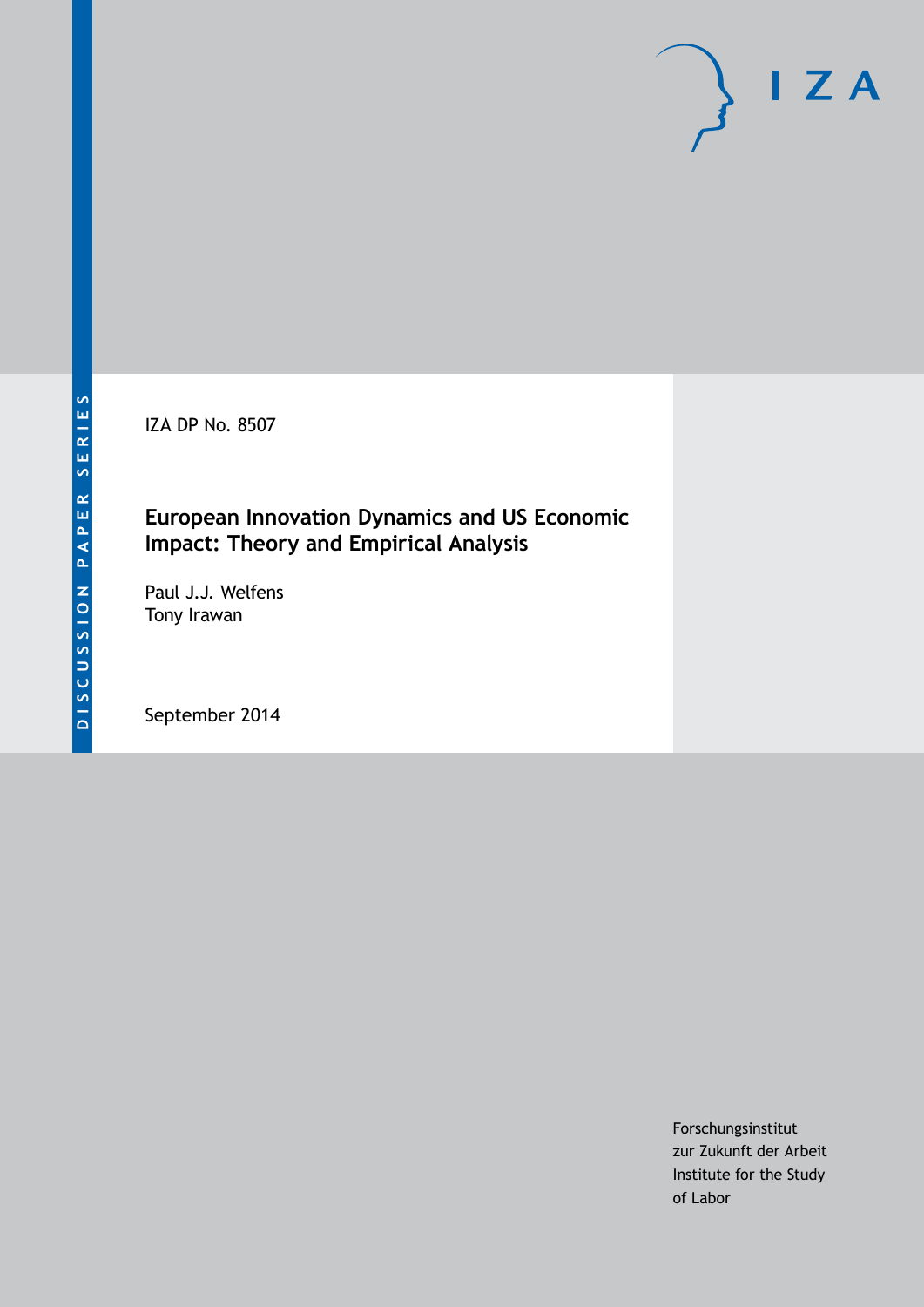DISCUSSION PAPER SERIES

IZA DP No. 8507

# European Innovation Dynamics and US Economic Impact: Theory and Empirical Analysis

Paul J.J. Welfens
Tony Irawan

September 2014

Forschungsinstitut
zur Zukunft der Arbeit
Institute for the Study
of Labor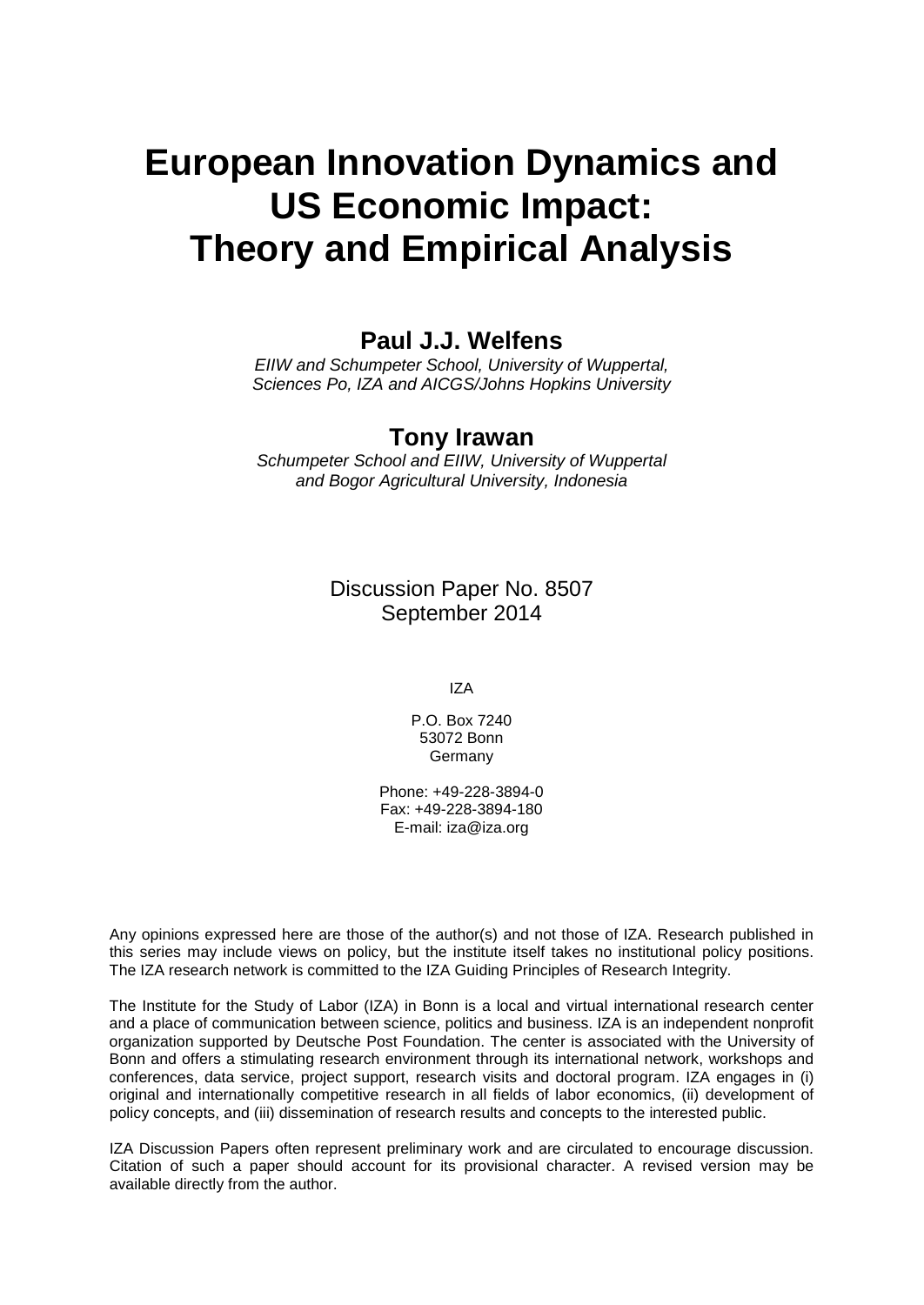# European Innovation Dynamics and US Economic Impact: Theory and Empirical Analysis

**Paul J.J. Welfens**

*EIIW and Schumpeter School, University of Wuppertal, Sciences Po, IZA and AICGS/Johns Hopkins University*

**Tony Irawan**

*Schumpeter School and EIIW, University of Wuppertal and Bogor Agricultural University, Indonesia*

Discussion Paper No. 8507
September 2014

IZA

P.O. Box 7240
53072 Bonn
Germany

Phone: +49-228-3894-0
Fax: +49-228-3894-180
E-mail: iza@iza.org

Any opinions expressed here are those of the author(s) and not those of IZA. Research published in this series may include views on policy, but the institute itself takes no institutional policy positions. The IZA research network is committed to the IZA Guiding Principles of Research Integrity.

The Institute for the Study of Labor (IZA) in Bonn is a local and virtual international research center and a place of communication between science, politics and business. IZA is an independent nonprofit organization supported by Deutsche Post Foundation. The center is associated with the University of Bonn and offers a stimulating research environment through its international network, workshops and conferences, data service, project support, research visits and doctoral program. IZA engages in (i) original and internationally competitive research in all fields of labor economics, (ii) development of policy concepts, and (iii) dissemination of research results and concepts to the interested public.

IZA Discussion Papers often represent preliminary work and are circulated to encourage discussion. Citation of such a paper should account for its provisional character. A revised version may be available directly from the author.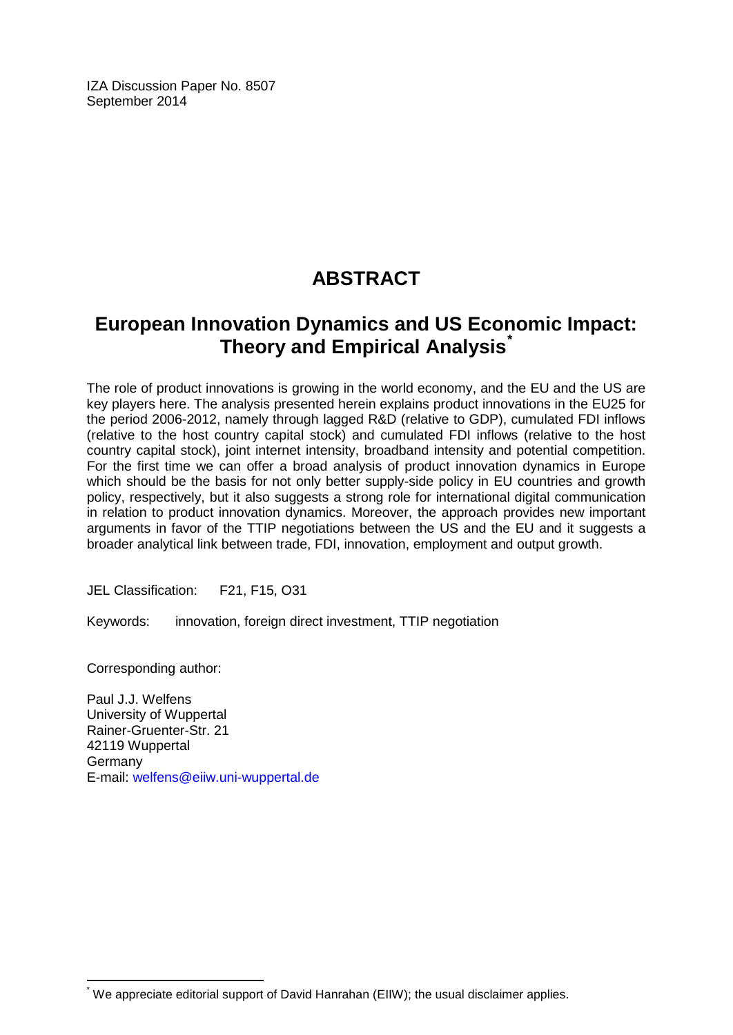IZA Discussion Paper No. 8507
September 2014

# ABSTRACT

## European Innovation Dynamics and US Economic Impact: Theory and Empirical Analysis[*]

The role of product innovations is growing in the world economy, and the EU and the US are key players here. The analysis presented herein explains product innovations in the EU25 for the period 2006-2012, namely through lagged R&D (relative to GDP), cumulated FDI inflows (relative to the host country capital stock) and cumulated FDI inflows (relative to the host country capital stock), joint internet intensity, broadband intensity and potential competition. For the first time we can offer a broad analysis of product innovation dynamics in Europe which should be the basis for not only better supply-side policy in EU countries and growth policy, respectively, but it also suggests a strong role for international digital communication in relation to product innovation dynamics. Moreover, the approach provides new important arguments in favor of the TTIP negotiations between the US and the EU and it suggests a broader analytical link between trade, FDI, innovation, employment and output growth.

JEL Classification: F21, F15, O31

Keywords: innovation, foreign direct investment, TTIP negotiation

Corresponding author:

Paul J.J. Welfens
University of Wuppertal
Rainer-Gruenter-Str. 21
42119 Wuppertal
Germany
E-mail: welfens@eiiw.uni-wuppertal.de

[*] We appreciate editorial support of David Hanrahan (EIIW); the usual disclaimer applies.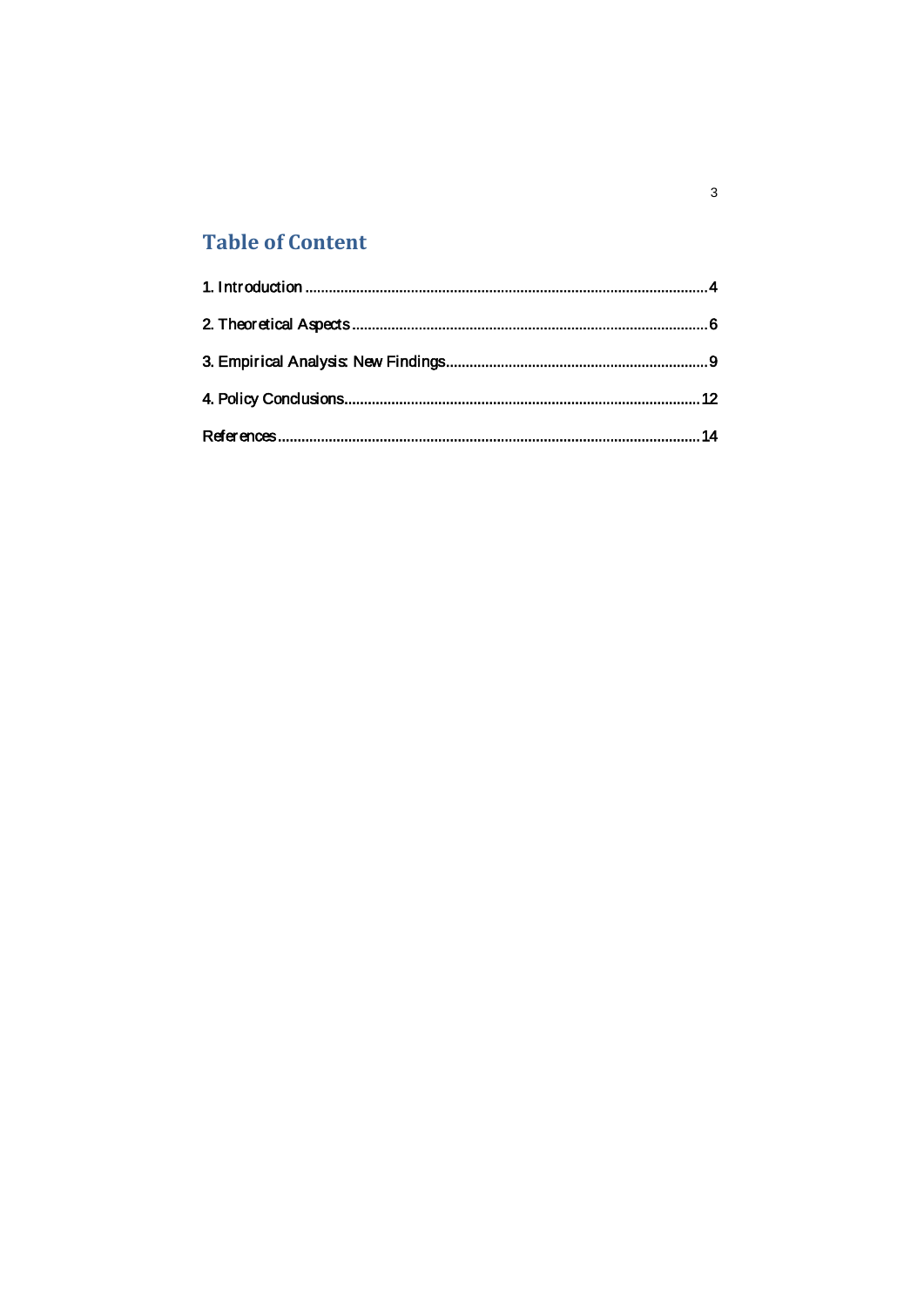# Table of Content

1. Introduction ........................................................................................................ 4

2. Theoretical Aspects ............................................................................................ 6

3. Empirical Analysis: New Findings....................................................................... 9

4. Policy Conclusions.............................................................................................. 12

References............................................................................................................... 14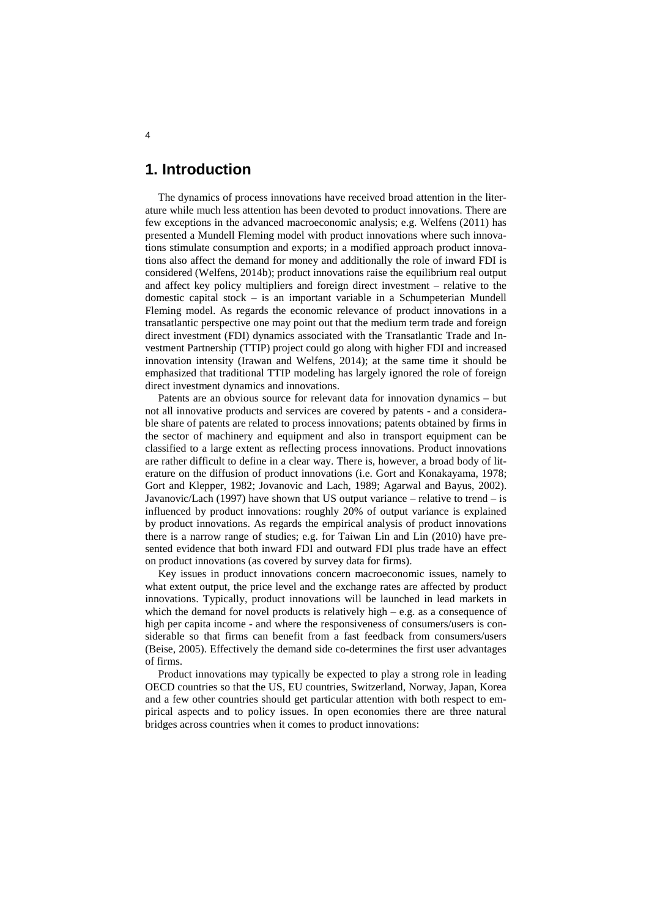# 1. Introduction

The dynamics of process innovations have received broad attention in the literature while much less attention has been devoted to product innovations. There are few exceptions in the advanced macroeconomic analysis; e.g. Welfens (2011) has presented a Mundell Fleming model with product innovations where such innovations stimulate consumption and exports; in a modified approach product innovations also affect the demand for money and additionally the role of inward FDI is considered (Welfens, 2014b); product innovations raise the equilibrium real output and affect key policy multipliers and foreign direct investment – relative to the domestic capital stock – is an important variable in a Schumpeterian Mundell Fleming model. As regards the economic relevance of product innovations in a transatlantic perspective one may point out that the medium term trade and foreign direct investment (FDI) dynamics associated with the Transatlantic Trade and Investment Partnership (TTIP) project could go along with higher FDI and increased innovation intensity (Irawan and Welfens, 2014); at the same time it should be emphasized that traditional TTIP modeling has largely ignored the role of foreign direct investment dynamics and innovations.

Patents are an obvious source for relevant data for innovation dynamics – but not all innovative products and services are covered by patents - and a considerable share of patents are related to process innovations; patents obtained by firms in the sector of machinery and equipment and also in transport equipment can be classified to a large extent as reflecting process innovations. Product innovations are rather difficult to define in a clear way. There is, however, a broad body of literature on the diffusion of product innovations (i.e. Gort and Konakayama, 1978; Gort and Klepper, 1982; Jovanovic and Lach, 1989; Agarwal and Bayus, 2002). Javanovic/Lach (1997) have shown that US output variance – relative to trend – is influenced by product innovations: roughly 20% of output variance is explained by product innovations. As regards the empirical analysis of product innovations there is a narrow range of studies; e.g. for Taiwan Lin and Lin (2010) have presented evidence that both inward FDI and outward FDI plus trade have an effect on product innovations (as covered by survey data for firms).

Key issues in product innovations concern macroeconomic issues, namely to what extent output, the price level and the exchange rates are affected by product innovations. Typically, product innovations will be launched in lead markets in which the demand for novel products is relatively high – e.g. as a consequence of high per capita income - and where the responsiveness of consumers/users is considerable so that firms can benefit from a fast feedback from consumers/users (Beise, 2005). Effectively the demand side co-determines the first user advantages of firms.

Product innovations may typically be expected to play a strong role in leading OECD countries so that the US, EU countries, Switzerland, Norway, Japan, Korea and a few other countries should get particular attention with both respect to empirical aspects and to policy issues. In open economies there are three natural bridges across countries when it comes to product innovations: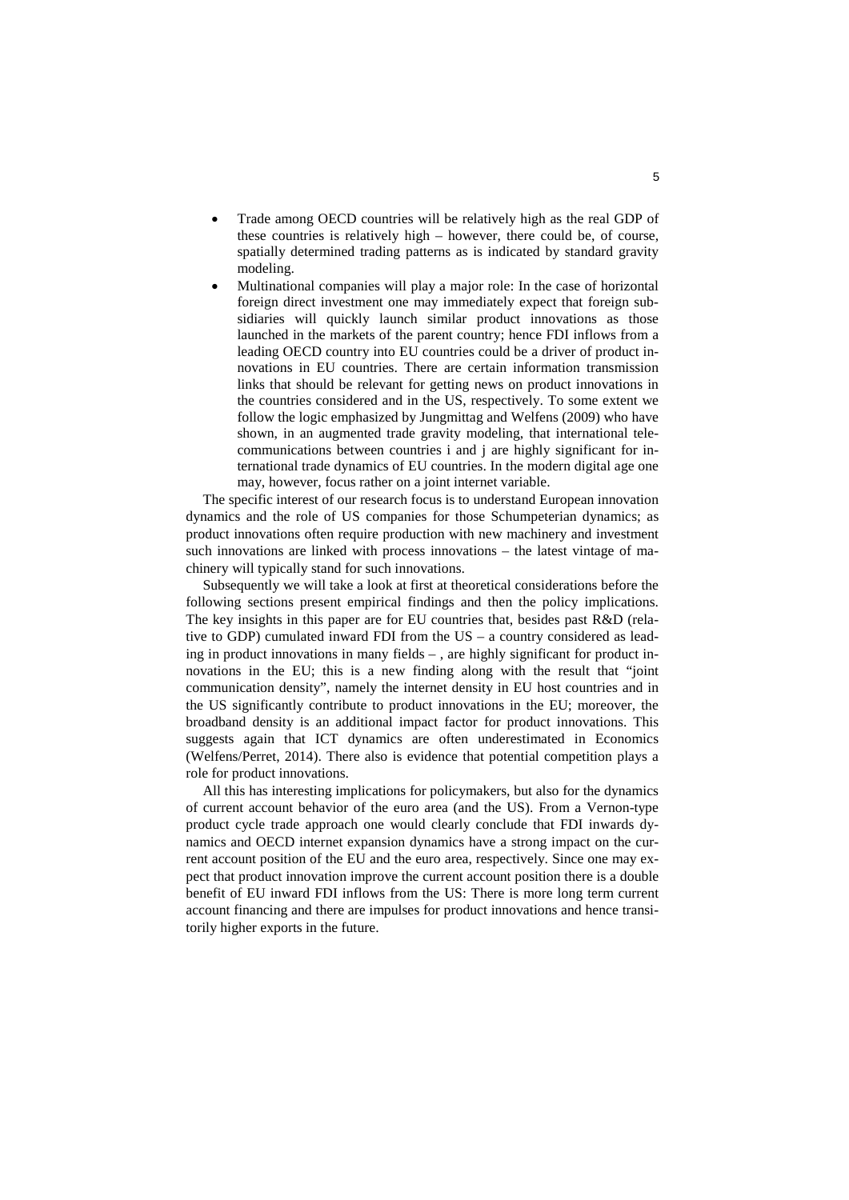- Trade among OECD countries will be relatively high as the real GDP of these countries is relatively high – however, there could be, of course, spatially determined trading patterns as is indicated by standard gravity modeling.
- Multinational companies will play a major role: In the case of horizontal foreign direct investment one may immediately expect that foreign subsidiaries will quickly launch similar product innovations as those launched in the markets of the parent country; hence FDI inflows from a leading OECD country into EU countries could be a driver of product innovations in EU countries. There are certain information transmission links that should be relevant for getting news on product innovations in the countries considered and in the US, respectively. To some extent we follow the logic emphasized by Jungmittag and Welfens (2009) who have shown, in an augmented trade gravity modeling, that international telecommunications between countries i and j are highly significant for international trade dynamics of EU countries. In the modern digital age one may, however, focus rather on a joint internet variable.

The specific interest of our research focus is to understand European innovation dynamics and the role of US companies for those Schumpeterian dynamics; as product innovations often require production with new machinery and investment such innovations are linked with process innovations – the latest vintage of machinery will typically stand for such innovations.

Subsequently we will take a look at first at theoretical considerations before the following sections present empirical findings and then the policy implications. The key insights in this paper are for EU countries that, besides past R&D (relative to GDP) cumulated inward FDI from the US – a country considered as leading in product innovations in many fields – , are highly significant for product innovations in the EU; this is a new finding along with the result that "joint communication density", namely the internet density in EU host countries and in the US significantly contribute to product innovations in the EU; moreover, the broadband density is an additional impact factor for product innovations. This suggests again that ICT dynamics are often underestimated in Economics (Welfens/Perret, 2014). There also is evidence that potential competition plays a role for product innovations.

All this has interesting implications for policymakers, but also for the dynamics of current account behavior of the euro area (and the US). From a Vernon-type product cycle trade approach one would clearly conclude that FDI inwards dynamics and OECD internet expansion dynamics have a strong impact on the current account position of the EU and the euro area, respectively. Since one may expect that product innovation improve the current account position there is a double benefit of EU inward FDI inflows from the US: There is more long term current account financing and there are impulses for product innovations and hence transitorily higher exports in the future.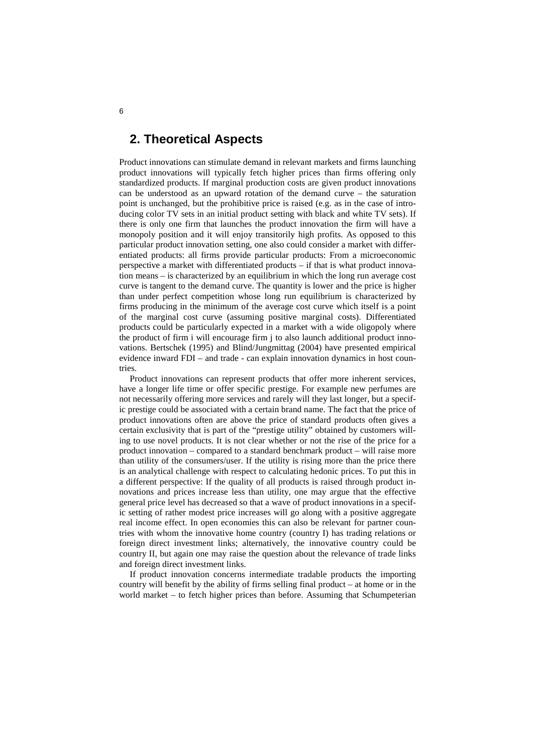## 2. Theoretical Aspects

Product innovations can stimulate demand in relevant markets and firms launching product innovations will typically fetch higher prices than firms offering only standardized products. If marginal production costs are given product innovations can be understood as an upward rotation of the demand curve – the saturation point is unchanged, but the prohibitive price is raised (e.g. as in the case of introducing color TV sets in an initial product setting with black and white TV sets). If there is only one firm that launches the product innovation the firm will have a monopoly position and it will enjoy transitorily high profits. As opposed to this particular product innovation setting, one also could consider a market with differentiated products: all firms provide particular products: From a microeconomic perspective a market with differentiated products – if that is what product innovation means – is characterized by an equilibrium in which the long run average cost curve is tangent to the demand curve. The quantity is lower and the price is higher than under perfect competition whose long run equilibrium is characterized by firms producing in the minimum of the average cost curve which itself is a point of the marginal cost curve (assuming positive marginal costs). Differentiated products could be particularly expected in a market with a wide oligopoly where the product of firm i will encourage firm j to also launch additional product innovations. Bertschek (1995) and Blind/Jungmittag (2004) have presented empirical evidence inward FDI – and trade - can explain innovation dynamics in host countries.

Product innovations can represent products that offer more inherent services, have a longer life time or offer specific prestige. For example new perfumes are not necessarily offering more services and rarely will they last longer, but a specific prestige could be associated with a certain brand name. The fact that the price of product innovations often are above the price of standard products often gives a certain exclusivity that is part of the "prestige utility" obtained by customers willing to use novel products. It is not clear whether or not the rise of the price for a product innovation – compared to a standard benchmark product – will raise more than utility of the consumers/user. If the utility is rising more than the price there is an analytical challenge with respect to calculating hedonic prices. To put this in a different perspective: If the quality of all products is raised through product innovations and prices increase less than utility, one may argue that the effective general price level has decreased so that a wave of product innovations in a specific setting of rather modest price increases will go along with a positive aggregate real income effect. In open economies this can also be relevant for partner countries with whom the innovative home country (country I) has trading relations or foreign direct investment links; alternatively, the innovative country could be country II, but again one may raise the question about the relevance of trade links and foreign direct investment links.

If product innovation concerns intermediate tradable products the importing country will benefit by the ability of firms selling final product – at home or in the world market – to fetch higher prices than before. Assuming that Schumpeterian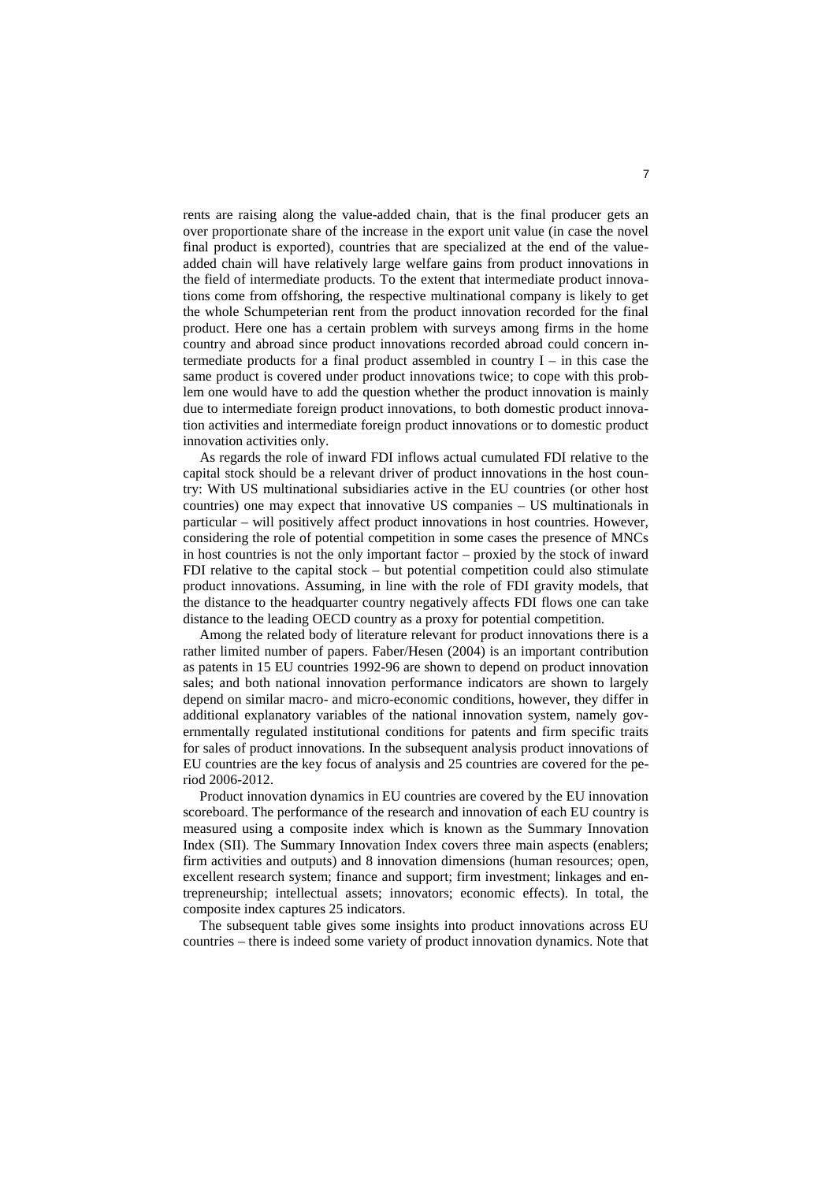rents are raising along the value-added chain, that is the final producer gets an over proportionate share of the increase in the export unit value (in case the novel final product is exported), countries that are specialized at the end of the value-added chain will have relatively large welfare gains from product innovations in the field of intermediate products. To the extent that intermediate product innovations come from offshoring, the respective multinational company is likely to get the whole Schumpeterian rent from the product innovation recorded for the final product. Here one has a certain problem with surveys among firms in the home country and abroad since product innovations recorded abroad could concern intermediate products for a final product assembled in country I – in this case the same product is covered under product innovations twice; to cope with this problem one would have to add the question whether the product innovation is mainly due to intermediate foreign product innovations, to both domestic product innovation activities and intermediate foreign product innovations or to domestic product innovation activities only.

As regards the role of inward FDI inflows actual cumulated FDI relative to the capital stock should be a relevant driver of product innovations in the host country: With US multinational subsidiaries active in the EU countries (or other host countries) one may expect that innovative US companies – US multinationals in particular – will positively affect product innovations in host countries. However, considering the role of potential competition in some cases the presence of MNCs in host countries is not the only important factor – proxied by the stock of inward FDI relative to the capital stock – but potential competition could also stimulate product innovations. Assuming, in line with the role of FDI gravity models, that the distance to the headquarter country negatively affects FDI flows one can take distance to the leading OECD country as a proxy for potential competition.

Among the related body of literature relevant for product innovations there is a rather limited number of papers. Faber/Hesen (2004) is an important contribution as patents in 15 EU countries 1992-96 are shown to depend on product innovation sales; and both national innovation performance indicators are shown to largely depend on similar macro- and micro-economic conditions, however, they differ in additional explanatory variables of the national innovation system, namely governmentally regulated institutional conditions for patents and firm specific traits for sales of product innovations. In the subsequent analysis product innovations of EU countries are the key focus of analysis and 25 countries are covered for the period 2006-2012.

Product innovation dynamics in EU countries are covered by the EU innovation scoreboard. The performance of the research and innovation of each EU country is measured using a composite index which is known as the Summary Innovation Index (SII). The Summary Innovation Index covers three main aspects (enablers; firm activities and outputs) and 8 innovation dimensions (human resources; open, excellent research system; finance and support; firm investment; linkages and entrepreneurship; intellectual assets; innovators; economic effects). In total, the composite index captures 25 indicators.

The subsequent table gives some insights into product innovations across EU countries – there is indeed some variety of product innovation dynamics. Note that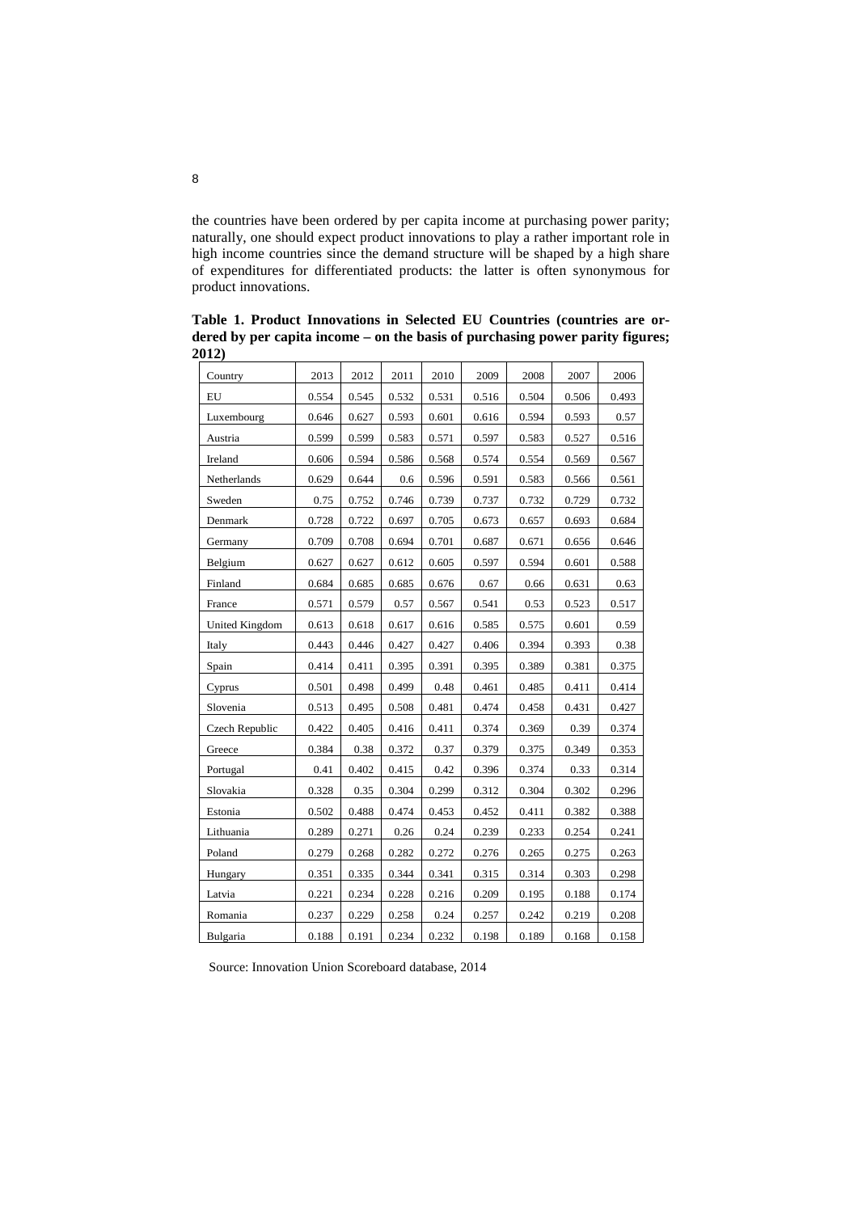the countries have been ordered by per capita income at purchasing power parity; naturally, one should expect product innovations to play a rather important role in high income countries since the demand structure will be shaped by a high share of expenditures for differentiated products: the latter is often synonymous for product innovations.

**Table 1. Product Innovations in Selected EU Countries (countries are ordered by per capita income – on the basis of purchasing power parity figures; 2012)**

| Country | 2013 | 2012 | 2011 | 2010 | 2009 | 2008 | 2007 | 2006 |
|---|---|---|---|---|---|---|---|---|
| EU | 0.554 | 0.545 | 0.532 | 0.531 | 0.516 | 0.504 | 0.506 | 0.493 |
| Luxembourg | 0.646 | 0.627 | 0.593 | 0.601 | 0.616 | 0.594 | 0.593 | 0.57 |
| Austria | 0.599 | 0.599 | 0.583 | 0.571 | 0.597 | 0.583 | 0.527 | 0.516 |
| Ireland | 0.606 | 0.594 | 0.586 | 0.568 | 0.574 | 0.554 | 0.569 | 0.567 |
| Netherlands | 0.629 | 0.644 | 0.6 | 0.596 | 0.591 | 0.583 | 0.566 | 0.561 |
| Sweden | 0.75 | 0.752 | 0.746 | 0.739 | 0.737 | 0.732 | 0.729 | 0.732 |
| Denmark | 0.728 | 0.722 | 0.697 | 0.705 | 0.673 | 0.657 | 0.693 | 0.684 |
| Germany | 0.709 | 0.708 | 0.694 | 0.701 | 0.687 | 0.671 | 0.656 | 0.646 |
| Belgium | 0.627 | 0.627 | 0.612 | 0.605 | 0.597 | 0.594 | 0.601 | 0.588 |
| Finland | 0.684 | 0.685 | 0.685 | 0.676 | 0.67 | 0.66 | 0.631 | 0.63 |
| France | 0.571 | 0.579 | 0.57 | 0.567 | 0.541 | 0.53 | 0.523 | 0.517 |
| United Kingdom | 0.613 | 0.618 | 0.617 | 0.616 | 0.585 | 0.575 | 0.601 | 0.59 |
| Italy | 0.443 | 0.446 | 0.427 | 0.427 | 0.406 | 0.394 | 0.393 | 0.38 |
| Spain | 0.414 | 0.411 | 0.395 | 0.391 | 0.395 | 0.389 | 0.381 | 0.375 |
| Cyprus | 0.501 | 0.498 | 0.499 | 0.48 | 0.461 | 0.485 | 0.411 | 0.414 |
| Slovenia | 0.513 | 0.495 | 0.508 | 0.481 | 0.474 | 0.458 | 0.431 | 0.427 |
| Czech Republic | 0.422 | 0.405 | 0.416 | 0.411 | 0.374 | 0.369 | 0.39 | 0.374 |
| Greece | 0.384 | 0.38 | 0.372 | 0.37 | 0.379 | 0.375 | 0.349 | 0.353 |
| Portugal | 0.41 | 0.402 | 0.415 | 0.42 | 0.396 | 0.374 | 0.33 | 0.314 |
| Slovakia | 0.328 | 0.35 | 0.304 | 0.299 | 0.312 | 0.304 | 0.302 | 0.296 |
| Estonia | 0.502 | 0.488 | 0.474 | 0.453 | 0.452 | 0.411 | 0.382 | 0.388 |
| Lithuania | 0.289 | 0.271 | 0.26 | 0.24 | 0.239 | 0.233 | 0.254 | 0.241 |
| Poland | 0.279 | 0.268 | 0.282 | 0.272 | 0.276 | 0.265 | 0.275 | 0.263 |
| Hungary | 0.351 | 0.335 | 0.344 | 0.341 | 0.315 | 0.314 | 0.303 | 0.298 |
| Latvia | 0.221 | 0.234 | 0.228 | 0.216 | 0.209 | 0.195 | 0.188 | 0.174 |
| Romania | 0.237 | 0.229 | 0.258 | 0.24 | 0.257 | 0.242 | 0.219 | 0.208 |
| Bulgaria | 0.188 | 0.191 | 0.234 | 0.232 | 0.198 | 0.189 | 0.168 | 0.158 |

Source: Innovation Union Scoreboard database, 2014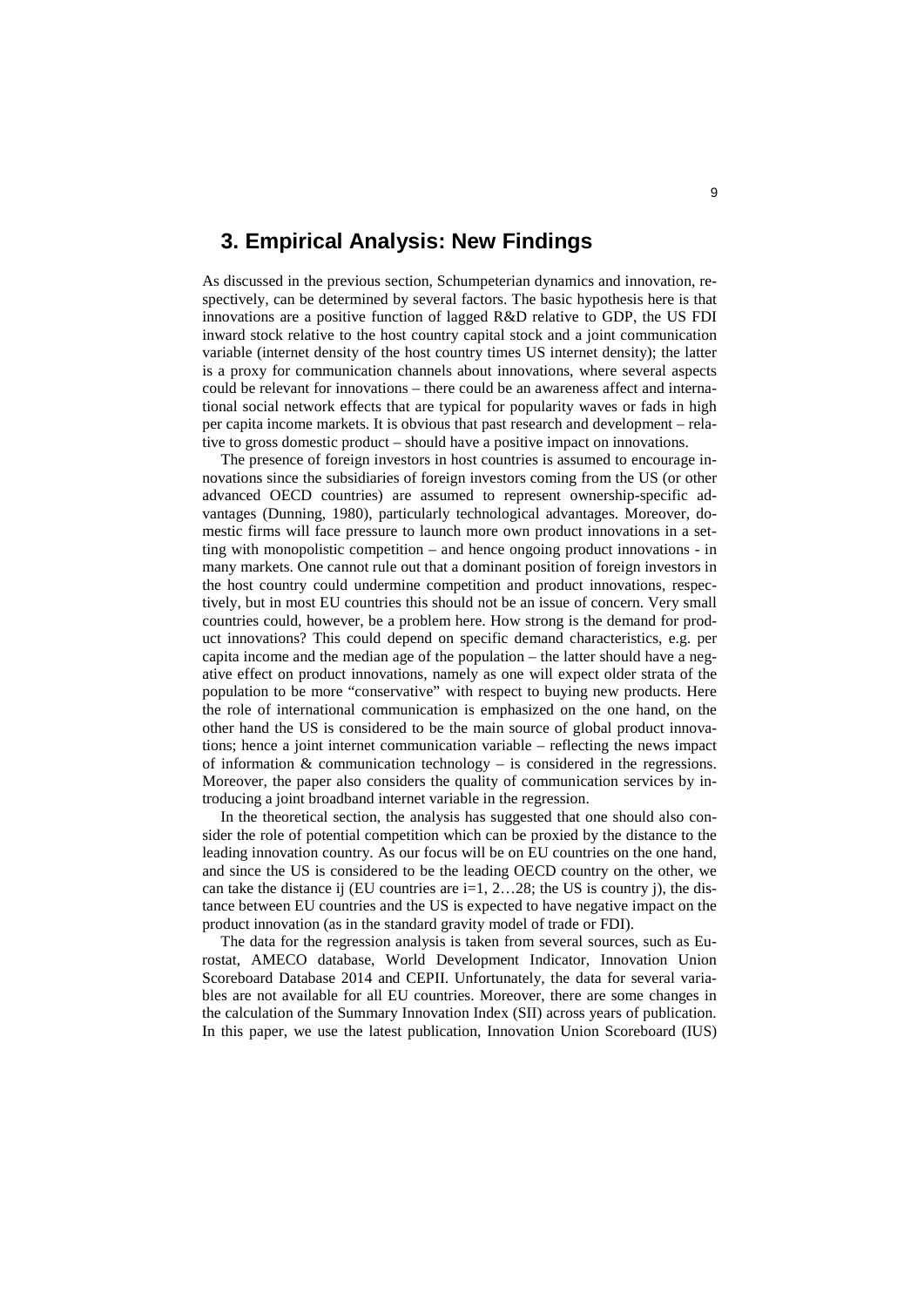# 3. Empirical Analysis: New Findings

As discussed in the previous section, Schumpeterian dynamics and innovation, respectively, can be determined by several factors. The basic hypothesis here is that innovations are a positive function of lagged R&D relative to GDP, the US FDI inward stock relative to the host country capital stock and a joint communication variable (internet density of the host country times US internet density); the latter is a proxy for communication channels about innovations, where several aspects could be relevant for innovations – there could be an awareness affect and international social network effects that are typical for popularity waves or fads in high per capita income markets. It is obvious that past research and development – relative to gross domestic product – should have a positive impact on innovations.

The presence of foreign investors in host countries is assumed to encourage innovations since the subsidiaries of foreign investors coming from the US (or other advanced OECD countries) are assumed to represent ownership-specific advantages (Dunning, 1980), particularly technological advantages. Moreover, domestic firms will face pressure to launch more own product innovations in a setting with monopolistic competition – and hence ongoing product innovations - in many markets. One cannot rule out that a dominant position of foreign investors in the host country could undermine competition and product innovations, respectively, but in most EU countries this should not be an issue of concern. Very small countries could, however, be a problem here. How strong is the demand for product innovations? This could depend on specific demand characteristics, e.g. per capita income and the median age of the population – the latter should have a negative effect on product innovations, namely as one will expect older strata of the population to be more "conservative" with respect to buying new products. Here the role of international communication is emphasized on the one hand, on the other hand the US is considered to be the main source of global product innovations; hence a joint internet communication variable – reflecting the news impact of information & communication technology – is considered in the regressions. Moreover, the paper also considers the quality of communication services by introducing a joint broadband internet variable in the regression.

In the theoretical section, the analysis has suggested that one should also consider the role of potential competition which can be proxied by the distance to the leading innovation country. As our focus will be on EU countries on the one hand, and since the US is considered to be the leading OECD country on the other, we can take the distance ij (EU countries are i=1, 2…28; the US is country j), the distance between EU countries and the US is expected to have negative impact on the product innovation (as in the standard gravity model of trade or FDI).

The data for the regression analysis is taken from several sources, such as Eurostat, AMECO database, World Development Indicator, Innovation Union Scoreboard Database 2014 and CEPII. Unfortunately, the data for several variables are not available for all EU countries. Moreover, there are some changes in the calculation of the Summary Innovation Index (SII) across years of publication. In this paper, we use the latest publication, Innovation Union Scoreboard (IUS)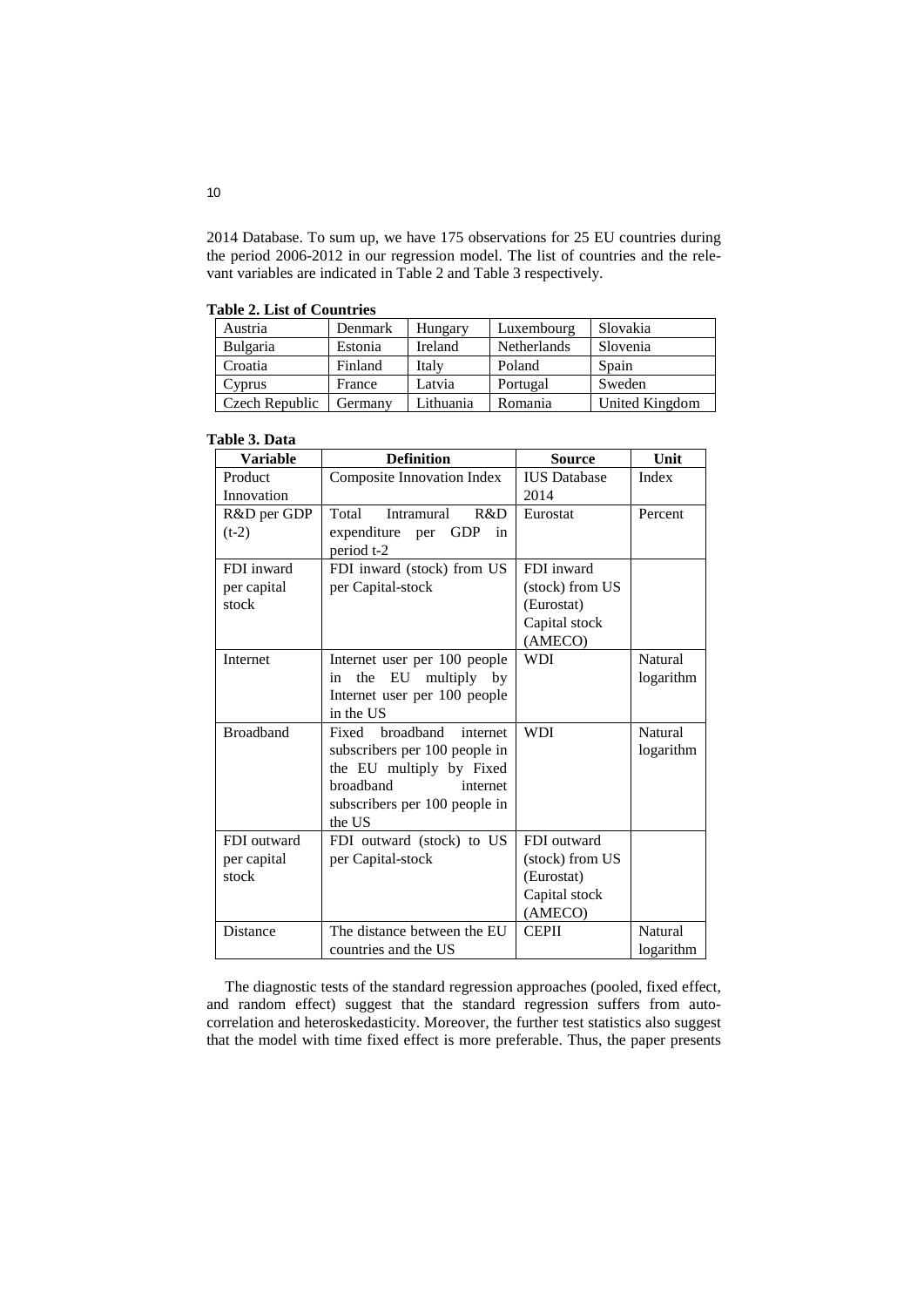2014 Database. To sum up, we have 175 observations for 25 EU countries during the period 2006-2012 in our regression model. The list of countries and the relevant variables are indicated in Table 2 and Table 3 respectively.

**Table 2. List of Countries**

| | | | | |
|---|---|---|---|---|
| Austria | Denmark | Hungary | Luxembourg | Slovakia |
| Bulgaria | Estonia | Ireland | Netherlands | Slovenia |
| Croatia | Finland | Italy | Poland | Spain |
| Cyprus | France | Latvia | Portugal | Sweden |
| Czech Republic | Germany | Lithuania | Romania | United Kingdom |

**Table 3. Data**

| Variable | Definition | Source | Unit |
|---|---|---|---|
| Product Innovation | Composite Innovation Index | IUS Database 2014 | Index |
| R&D per GDP (t-2) | Total Intramural R&D expenditure per GDP in period t-2 | Eurostat | Percent |
| FDI inward per capital stock | FDI inward (stock) from US per Capital-stock | FDI inward (stock) from US (Eurostat) Capital stock (AMECO) | |
| Internet | Internet user per 100 people in the EU multiply by Internet user per 100 people in the US | WDI | Natural logarithm |
| Broadband | Fixed broadband internet subscribers per 100 people in the EU multiply by Fixed broadband internet subscribers per 100 people in the US | WDI | Natural logarithm |
| FDI outward per capital stock | FDI outward (stock) to US per Capital-stock | FDI outward (stock) from US (Eurostat) Capital stock (AMECO) | |
| Distance | The distance between the EU countries and the US | CEPII | Natural logarithm |

The diagnostic tests of the standard regression approaches (pooled, fixed effect, and random effect) suggest that the standard regression suffers from autocorrelation and heteroskedasticity. Moreover, the further test statistics also suggest that the model with time fixed effect is more preferable. Thus, the paper presents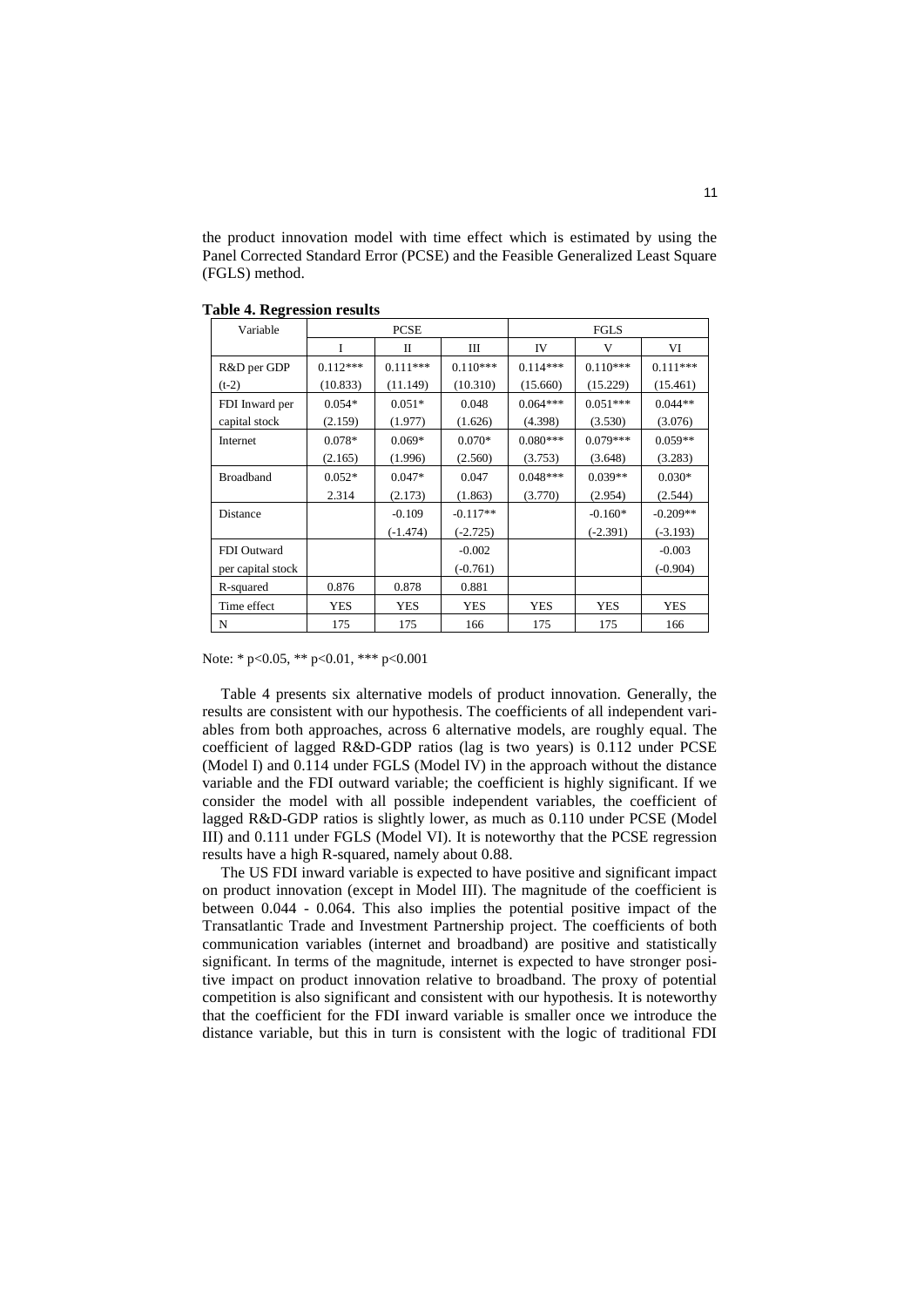the product innovation model with time effect which is estimated by using the Panel Corrected Standard Error (PCSE) and the Feasible Generalized Least Square (FGLS) method.

**Table 4. Regression results**

| Variable | PCSE | | | FGLS | | |
|---|---|---|---|---|---|---|
| | I | II | III | IV | V | VI |
| R&D per GDP (t-2) | 0.112*** (10.833) | 0.111*** (11.149) | 0.110*** (10.310) | 0.114*** (15.660) | 0.110*** (15.229) | 0.111*** (15.461) |
| FDI Inward per capital stock | 0.054* (2.159) | 0.051* (1.977) | 0.048 (1.626) | 0.064*** (4.398) | 0.051*** (3.530) | 0.044** (3.076) |
| Internet | 0.078* (2.165) | 0.069* (1.996) | 0.070* (2.560) | 0.080*** (3.753) | 0.079*** (3.648) | 0.059** (3.283) |
| Broadband | 0.052* 2.314 | 0.047* (2.173) | 0.047 (1.863) | 0.048*** (3.770) | 0.039** (2.954) | 0.030* (2.544) |
| Distance | | -0.109 (-1.474) | -0.117** (-2.725) | | -0.160* (-2.391) | -0.209** (-3.193) |
| FDI Outward per capital stock | | | -0.002 (-0.761) | | | -0.003 (-0.904) |
| R-squared | 0.876 | 0.878 | 0.881 | | | |
| Time effect | YES | YES | YES | YES | YES | YES |
| N | 175 | 175 | 166 | 175 | 175 | 166 |

Note: * $p<0.05$, ** $p<0.01$, *** $p<0.001$

Table 4 presents six alternative models of product innovation. Generally, the results are consistent with our hypothesis. The coefficients of all independent variables from both approaches, across 6 alternative models, are roughly equal. The coefficient of lagged R&D-GDP ratios (lag is two years) is 0.112 under PCSE (Model I) and 0.114 under FGLS (Model IV) in the approach without the distance variable and the FDI outward variable; the coefficient is highly significant. If we consider the model with all possible independent variables, the coefficient of lagged R&D-GDP ratios is slightly lower, as much as 0.110 under PCSE (Model III) and 0.111 under FGLS (Model VI). It is noteworthy that the PCSE regression results have a high R-squared, namely about 0.88.

The US FDI inward variable is expected to have positive and significant impact on product innovation (except in Model III). The magnitude of the coefficient is between 0.044 - 0.064. This also implies the potential positive impact of the Transatlantic Trade and Investment Partnership project. The coefficients of both communication variables (internet and broadband) are positive and statistically significant. In terms of the magnitude, internet is expected to have stronger positive impact on product innovation relative to broadband. The proxy of potential competition is also significant and consistent with our hypothesis. It is noteworthy that the coefficient for the FDI inward variable is smaller once we introduce the distance variable, but this in turn is consistent with the logic of traditional FDI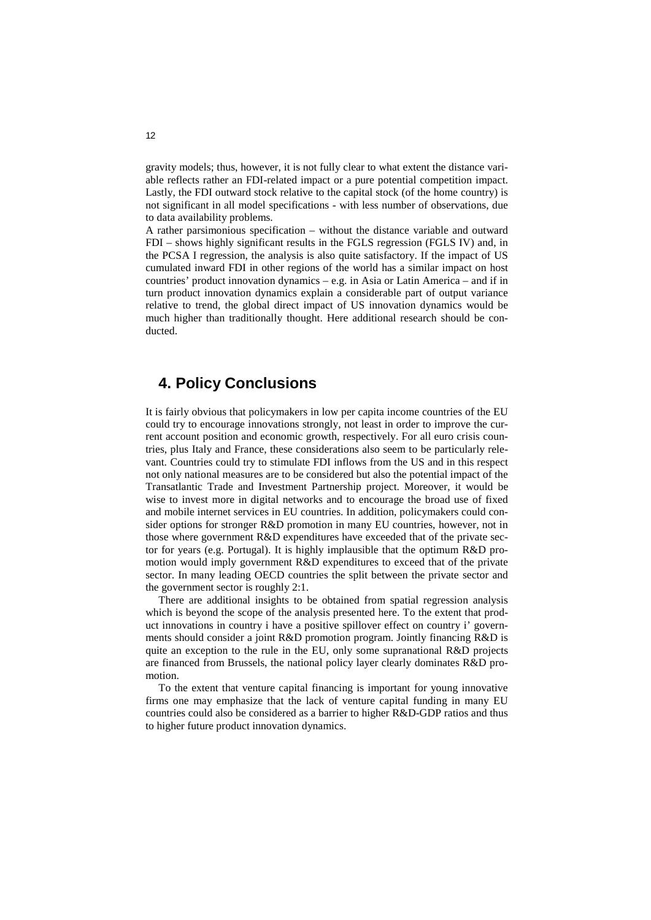gravity models; thus, however, it is not fully clear to what extent the distance variable reflects rather an FDI-related impact or a pure potential competition impact. Lastly, the FDI outward stock relative to the capital stock (of the home country) is not significant in all model specifications - with less number of observations, due to data availability problems.

A rather parsimonious specification – without the distance variable and outward FDI – shows highly significant results in the FGLS regression (FGLS IV) and, in the PCSA I regression, the analysis is also quite satisfactory. If the impact of US cumulated inward FDI in other regions of the world has a similar impact on host countries' product innovation dynamics – e.g. in Asia or Latin America – and if in turn product innovation dynamics explain a considerable part of output variance relative to trend, the global direct impact of US innovation dynamics would be much higher than traditionally thought. Here additional research should be conducted.

## 4. Policy Conclusions

It is fairly obvious that policymakers in low per capita income countries of the EU could try to encourage innovations strongly, not least in order to improve the current account position and economic growth, respectively. For all euro crisis countries, plus Italy and France, these considerations also seem to be particularly relevant. Countries could try to stimulate FDI inflows from the US and in this respect not only national measures are to be considered but also the potential impact of the Transatlantic Trade and Investment Partnership project. Moreover, it would be wise to invest more in digital networks and to encourage the broad use of fixed and mobile internet services in EU countries. In addition, policymakers could consider options for stronger R&D promotion in many EU countries, however, not in those where government R&D expenditures have exceeded that of the private sector for years (e.g. Portugal). It is highly implausible that the optimum R&D promotion would imply government R&D expenditures to exceed that of the private sector. In many leading OECD countries the split between the private sector and the government sector is roughly 2:1.

There are additional insights to be obtained from spatial regression analysis which is beyond the scope of the analysis presented here. To the extent that product innovations in country i have a positive spillover effect on country i' governments should consider a joint R&D promotion program. Jointly financing R&D is quite an exception to the rule in the EU, only some supranational R&D projects are financed from Brussels, the national policy layer clearly dominates R&D promotion.

To the extent that venture capital financing is important for young innovative firms one may emphasize that the lack of venture capital funding in many EU countries could also be considered as a barrier to higher R&D-GDP ratios and thus to higher future product innovation dynamics.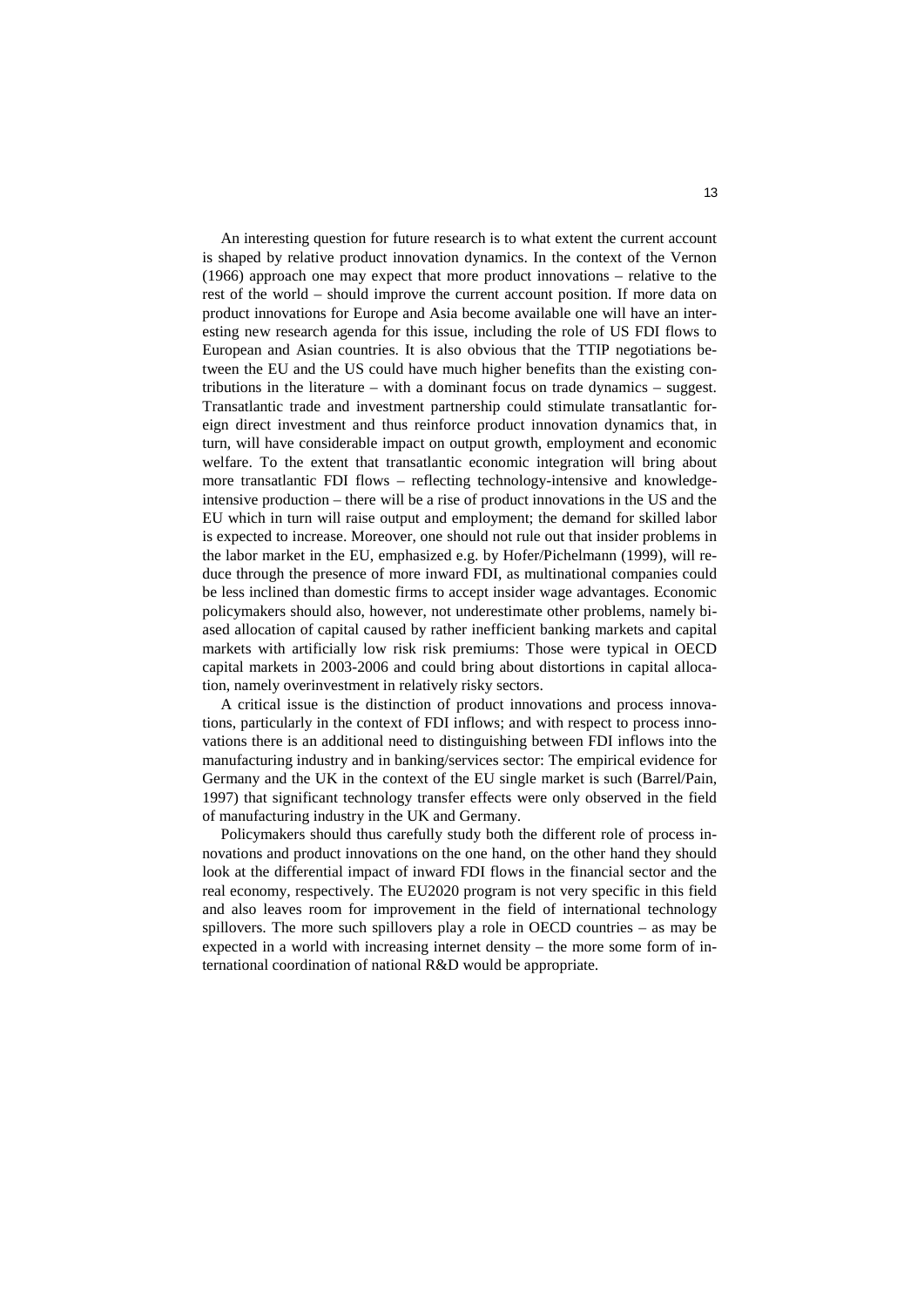An interesting question for future research is to what extent the current account is shaped by relative product innovation dynamics. In the context of the Vernon (1966) approach one may expect that more product innovations – relative to the rest of the world – should improve the current account position. If more data on product innovations for Europe and Asia become available one will have an interesting new research agenda for this issue, including the role of US FDI flows to European and Asian countries. It is also obvious that the TTIP negotiations between the EU and the US could have much higher benefits than the existing contributions in the literature – with a dominant focus on trade dynamics – suggest. Transatlantic trade and investment partnership could stimulate transatlantic foreign direct investment and thus reinforce product innovation dynamics that, in turn, will have considerable impact on output growth, employment and economic welfare. To the extent that transatlantic economic integration will bring about more transatlantic FDI flows – reflecting technology-intensive and knowledge-intensive production – there will be a rise of product innovations in the US and the EU which in turn will raise output and employment; the demand for skilled labor is expected to increase. Moreover, one should not rule out that insider problems in the labor market in the EU, emphasized e.g. by Hofer/Pichelmann (1999), will reduce through the presence of more inward FDI, as multinational companies could be less inclined than domestic firms to accept insider wage advantages. Economic policymakers should also, however, not underestimate other problems, namely biased allocation of capital caused by rather inefficient banking markets and capital markets with artificially low risk risk premiums: Those were typical in OECD capital markets in 2003-2006 and could bring about distortions in capital allocation, namely overinvestment in relatively risky sectors.

A critical issue is the distinction of product innovations and process innovations, particularly in the context of FDI inflows; and with respect to process innovations there is an additional need to distinguishing between FDI inflows into the manufacturing industry and in banking/services sector: The empirical evidence for Germany and the UK in the context of the EU single market is such (Barrel/Pain, 1997) that significant technology transfer effects were only observed in the field of manufacturing industry in the UK and Germany.

Policymakers should thus carefully study both the different role of process innovations and product innovations on the one hand, on the other hand they should look at the differential impact of inward FDI flows in the financial sector and the real economy, respectively. The EU2020 program is not very specific in this field and also leaves room for improvement in the field of international technology spillovers. The more such spillovers play a role in OECD countries – as may be expected in a world with increasing internet density – the more some form of international coordination of national R&D would be appropriate.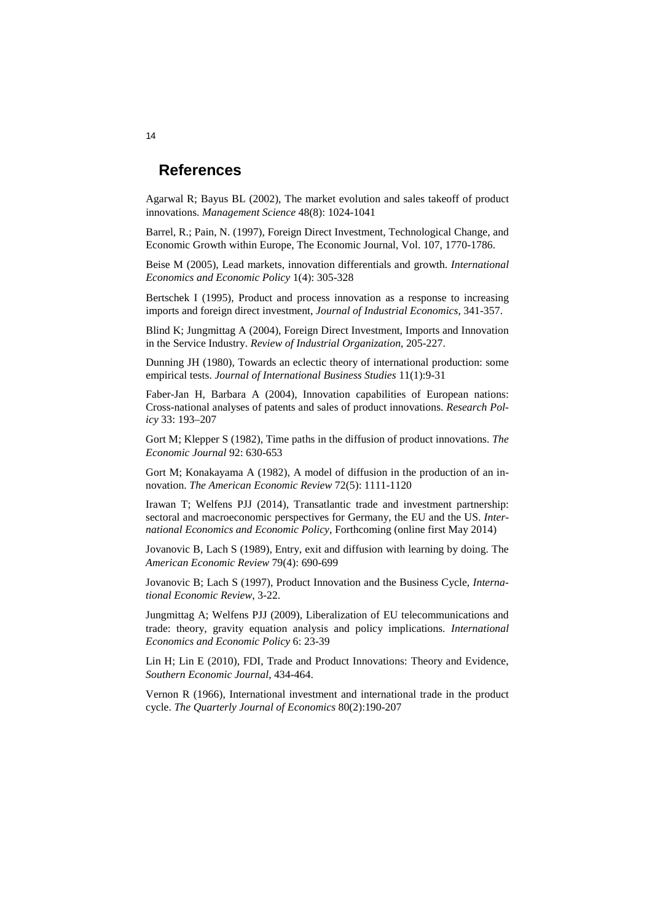## References

Agarwal R; Bayus BL (2002), The market evolution and sales takeoff of product innovations. *Management Science* 48(8): 1024-1041

Barrel, R.; Pain, N. (1997), Foreign Direct Investment, Technological Change, and Economic Growth within Europe, The Economic Journal, Vol. 107, 1770-1786.

Beise M (2005), Lead markets, innovation differentials and growth. *International Economics and Economic Policy* 1(4): 305-328

Bertschek I (1995), Product and process innovation as a response to increasing imports and foreign direct investment, *Journal of Industrial Economics*, 341-357.

Blind K; Jungmittag A (2004), Foreign Direct Investment, Imports and Innovation in the Service Industry. *Review of Industrial Organization*, 205-227.

Dunning JH (1980), Towards an eclectic theory of international production: some empirical tests. *Journal of International Business Studies* 11(1):9-31

Faber-Jan H, Barbara A (2004), Innovation capabilities of European nations: Cross-national analyses of patents and sales of product innovations. *Research Policy* 33: 193–207

Gort M; Klepper S (1982), Time paths in the diffusion of product innovations. *The Economic Journal* 92: 630-653

Gort M; Konakayama A (1982), A model of diffusion in the production of an innovation. *The American Economic Review* 72(5): 1111-1120

Irawan T; Welfens PJJ (2014), Transatlantic trade and investment partnership: sectoral and macroeconomic perspectives for Germany, the EU and the US. *International Economics and Economic Policy*, Forthcoming (online first May 2014)

Jovanovic B, Lach S (1989), Entry, exit and diffusion with learning by doing. The *American Economic Review* 79(4): 690-699

Jovanovic B; Lach S (1997), Product Innovation and the Business Cycle, *International Economic Review*, 3-22.

Jungmittag A; Welfens PJJ (2009), Liberalization of EU telecommunications and trade: theory, gravity equation analysis and policy implications. *International Economics and Economic Policy* 6: 23-39

Lin H; Lin E (2010), FDI, Trade and Product Innovations: Theory and Evidence, *Southern Economic Journal*, 434-464.

Vernon R (1966), International investment and international trade in the product cycle. *The Quarterly Journal of Economics* 80(2):190-207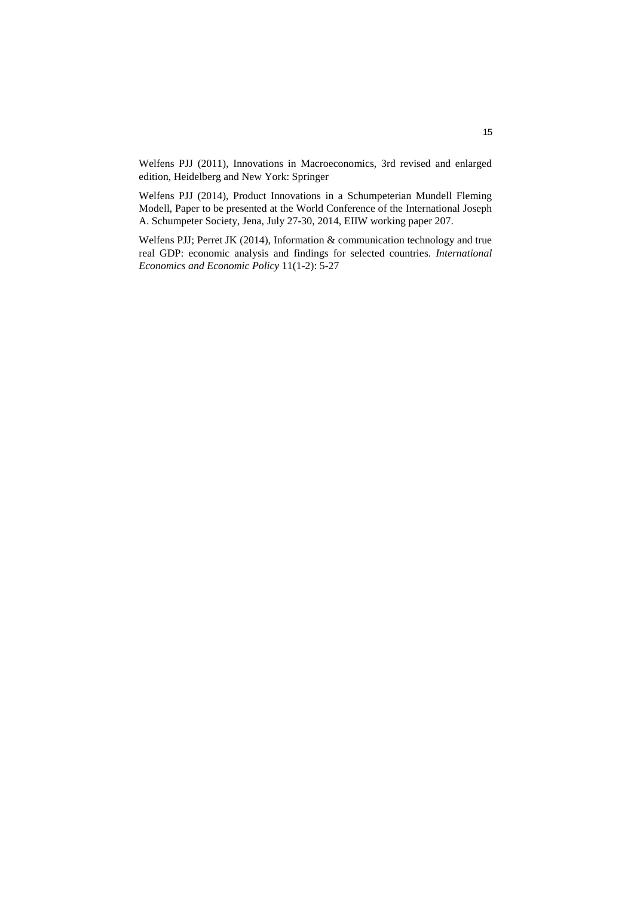Welfens PJJ (2011), Innovations in Macroeconomics, 3rd revised and enlarged edition, Heidelberg and New York: Springer

Welfens PJJ (2014), Product Innovations in a Schumpeterian Mundell Fleming Modell, Paper to be presented at the World Conference of the International Joseph A. Schumpeter Society, Jena, July 27-30, 2014, EIIW working paper 207.

Welfens PJJ; Perret JK (2014), Information & communication technology and true real GDP: economic analysis and findings for selected countries. *International Economics and Economic Policy* 11(1-2): 5-27